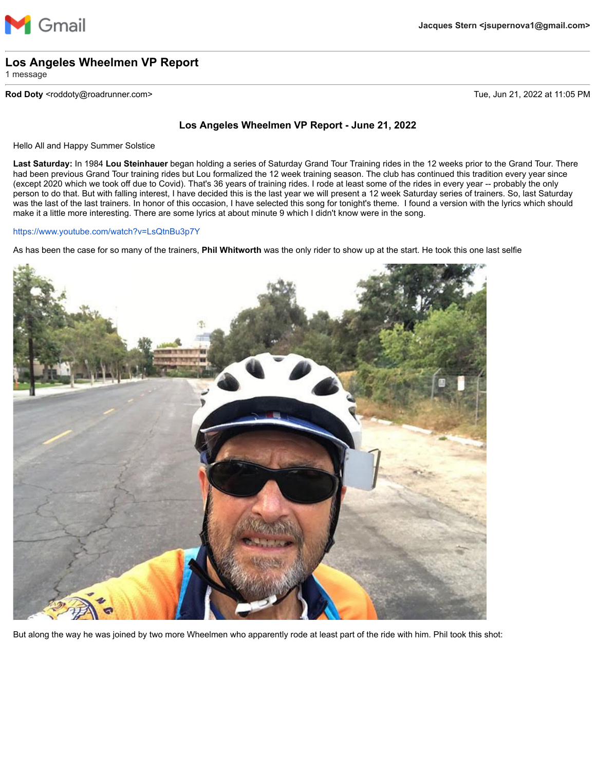Gmail

**Jacques Stern <jsupernova1@gmail.com>**

---

## Los Angeles Wheelmen VP Report

1 message

---

**Rod Doty** <roddoty@roadrunner.com> Tue, Jun 21, 2022 at 11:05 PM

### Los Angeles Wheelmen VP Report - June 21, 2022

Hello All and Happy Summer Solstice

**Last Saturday:** In 1984 **Lou Steinhauer** began holding a series of Saturday Grand Tour Training rides in the 12 weeks prior to the Grand Tour. There had been previous Grand Tour training rides but Lou formalized the 12 week training season. The club has continued this tradition every year since (except 2020 which we took off due to Covid). That's 36 years of training rides. I rode at least some of the rides in every year -- probably the only person to do that. But with falling interest, I have decided this is the last year we will present a 12 week Saturday series of trainers. So, last Saturday was the last of the last trainers. In honor of this occasion, I have selected this song for tonight's theme. I found a version with the lyrics which should make it a little more interesting. There are some lyrics at about minute 9 which I didn't know were in the song.

https://www.youtube.com/watch?v=LsQtnBu3p7Y

As has been the case for so many of the trainers, **Phil Whitworth** was the only rider to show up at the start. He took this one last selfie

But along the way he was joined by two more Wheelmen who apparently rode at least part of the ride with him. Phil took this shot: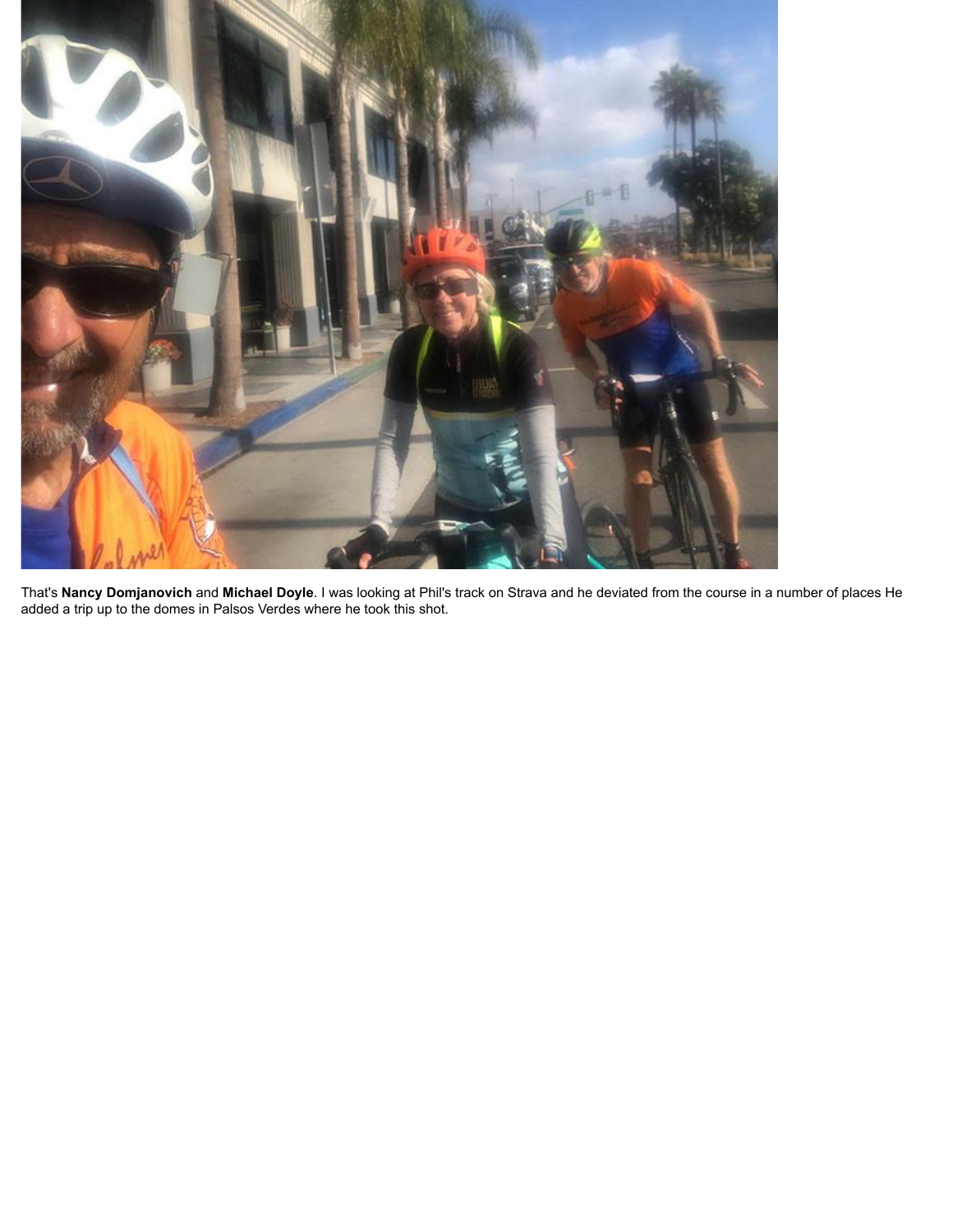That's **Nancy Domjanovich** and **Michael Doyle**. I was looking at Phil's track on Strava and he deviated from the course in a number of places He added a trip up to the domes in Palsos Verdes where he took this shot.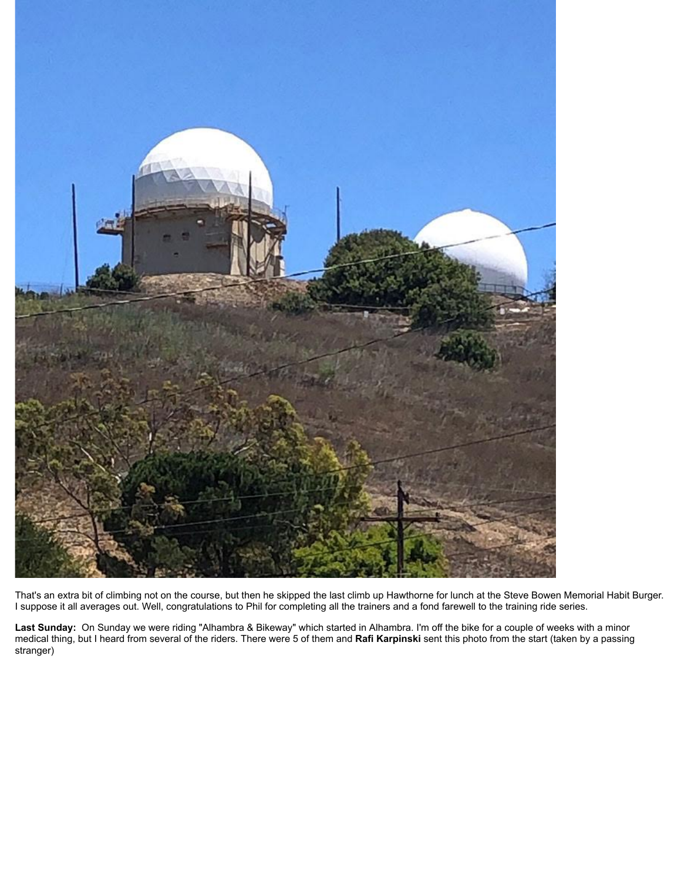That's an extra bit of climbing not on the course, but then he skipped the last climb up Hawthorne for lunch at the Steve Bowen Memorial Habit Burger. I suppose it all averages out. Well, congratulations to Phil for completing all the trainers and a fond farewell to the training ride series.

**Last Sunday:** On Sunday we were riding "Alhambra & Bikeway" which started in Alhambra. I'm off the bike for a couple of weeks with a minor medical thing, but I heard from several of the riders. There were 5 of them and **Rafi Karpinski** sent this photo from the start (taken by a passing stranger)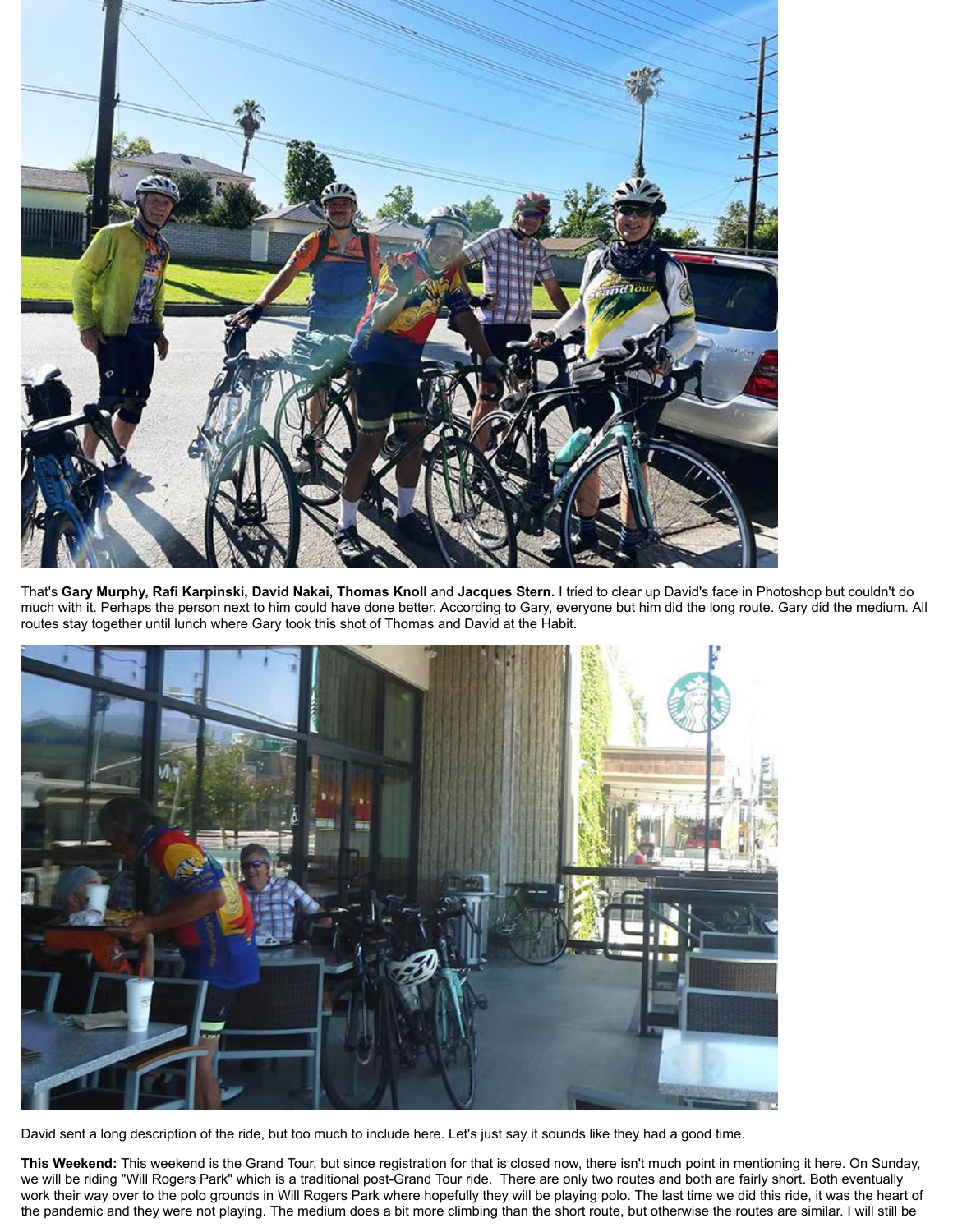That's **Gary Murphy, Rafi Karpinski, David Nakai, Thomas Knoll** and **Jacques Stern.** I tried to clear up David's face in Photoshop but couldn't do much with it. Perhaps the person next to him could have done better. According to Gary, everyone but him did the long route. Gary did the medium. All routes stay together until lunch where Gary took this shot of Thomas and David at the Habit.

David sent a long description of the ride, but too much to include here. Let's just say it sounds like they had a good time.

**This Weekend:** This weekend is the Grand Tour, but since registration for that is closed now, there isn't much point in mentioning it here. On Sunday, we will be riding "Will Rogers Park" which is a traditional post-Grand Tour ride. There are only two routes and both are fairly short. Both eventually work their way over to the polo grounds in Will Rogers Park where hopefully they will be playing polo. The last time we did this ride, it was the heart of the pandemic and they were not playing. The medium does a bit more climbing than the short route, but otherwise the routes are similar. I will still be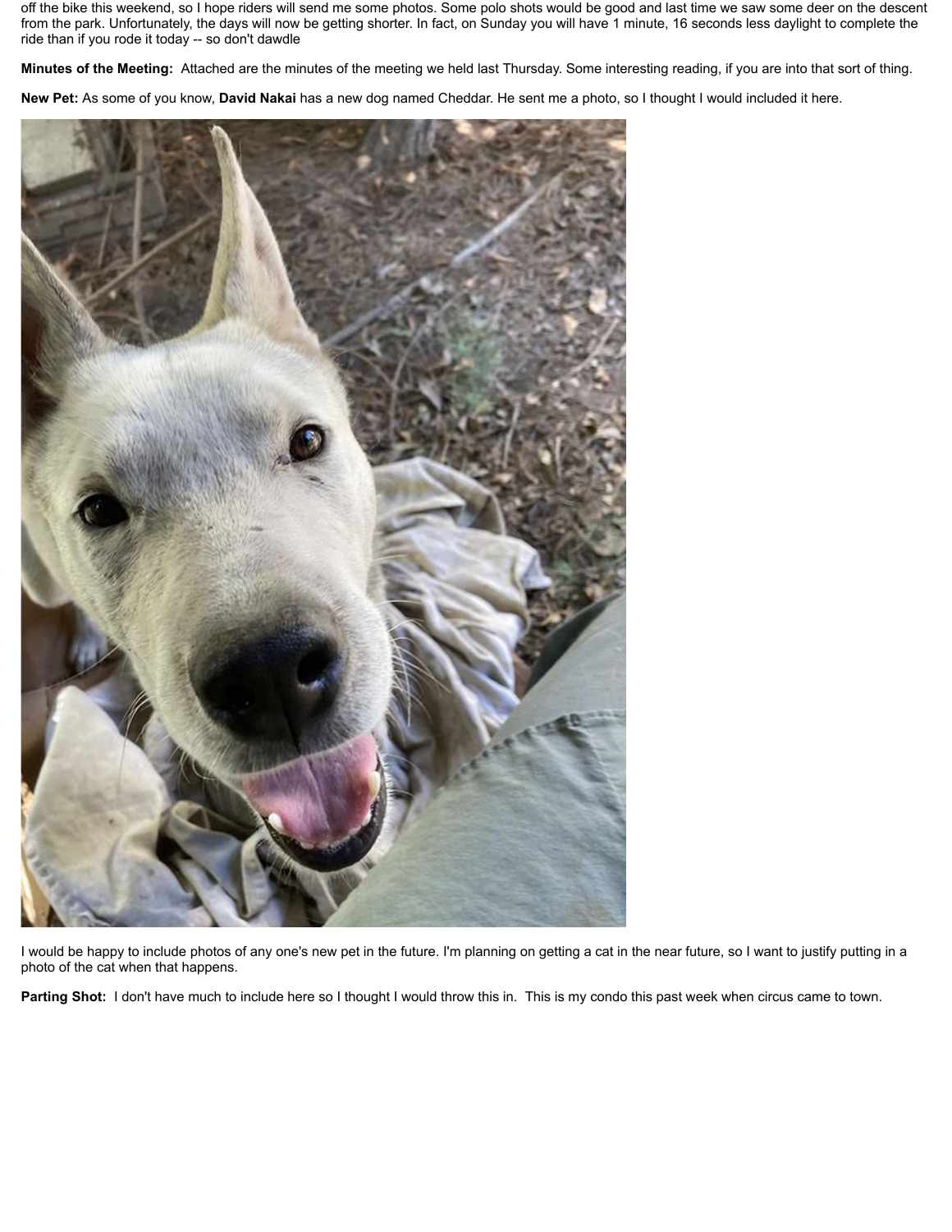off the bike this weekend, so I hope riders will send me some photos. Some polo shots would be good and last time we saw some deer on the descent from the park. Unfortunately, the days will now be getting shorter. In fact, on Sunday you will have 1 minute, 16 seconds less daylight to complete the ride than if you rode it today -- so don't dawdle

**Minutes of the Meeting:** Attached are the minutes of the meeting we held last Thursday. Some interesting reading, if you are into that sort of thing.

**New Pet:** As some of you know, **David Nakai** has a new dog named Cheddar. He sent me a photo, so I thought I would included it here.

I would be happy to include photos of any one's new pet in the future. I'm planning on getting a cat in the near future, so I want to justify putting in a photo of the cat when that happens.

**Parting Shot:** I don't have much to include here so I thought I would throw this in. This is my condo this past week when circus came to town.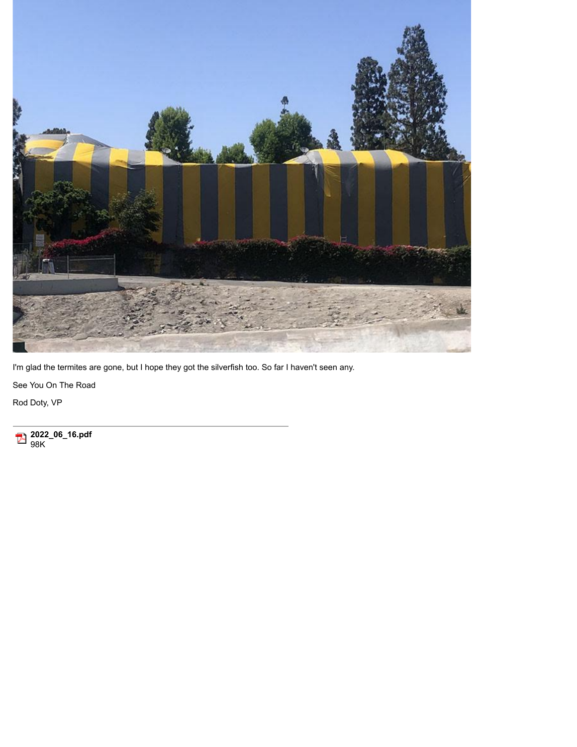I'm glad the termites are gone, but I hope they got the silverfish too. So far I haven't seen any.

See You On The Road

Rod Doty, VP

---

**2022_06_16.pdf**
98K